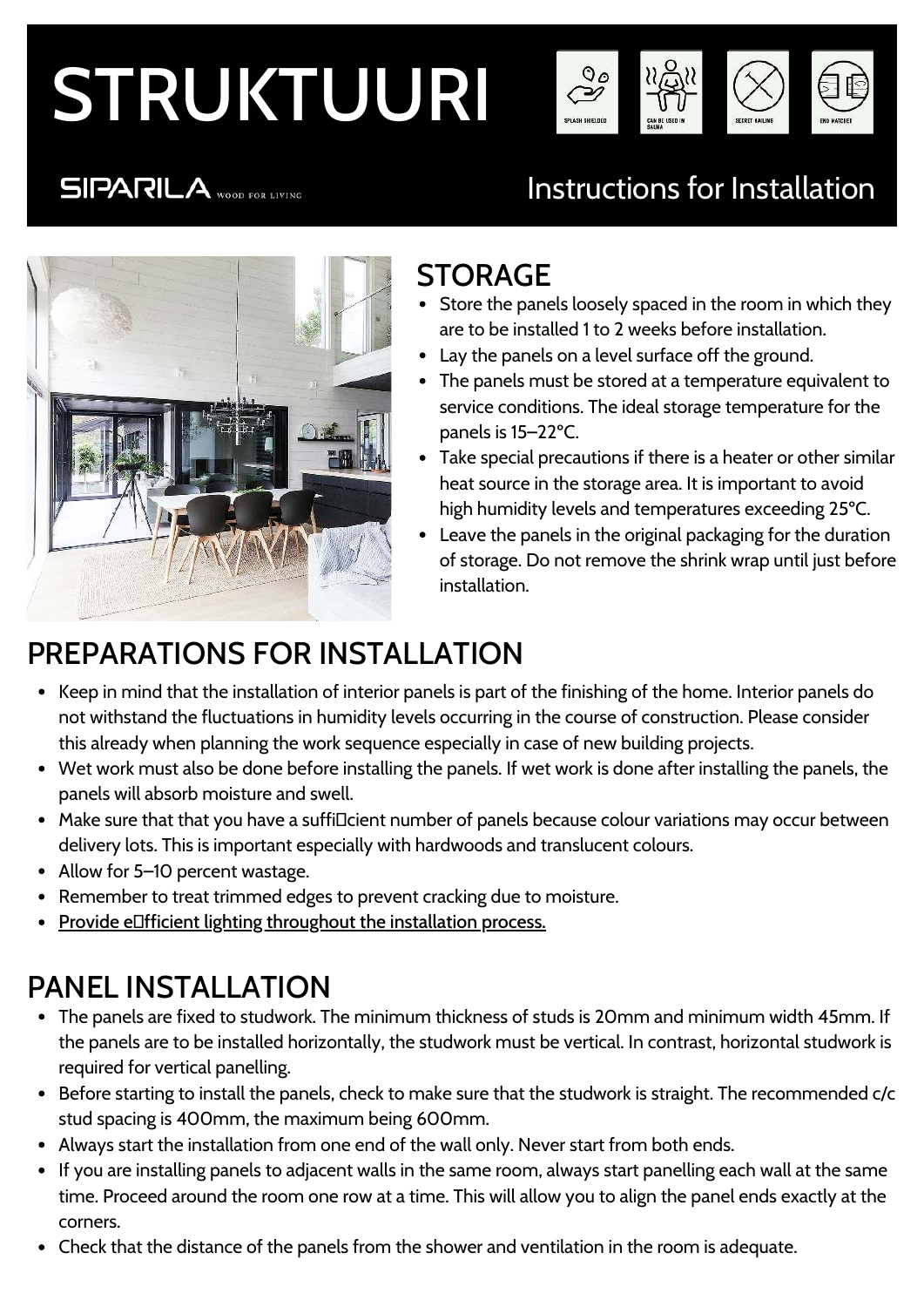# STRUKTUURI

SIPARILA WOOD FOR LIVING

## Instructions for Installation

SPLASH SHIELDED | CAN BE USED IN SAUNA | SECRET NAILING | END MATCHED

## STORAGE

- Store the panels loosely spaced in the room in which they are to be installed 1 to 2 weeks before installation.
- Lay the panels on a level surface off the ground.
- The panels must be stored at a temperature equivalent to service conditions. The ideal storage temperature for the panels is 15–22°C.
- Take special precautions if there is a heater or other similar heat source in the storage area. It is important to avoid high humidity levels and temperatures exceeding 25°C.
- Leave the panels in the original packaging for the duration of storage. Do not remove the shrink wrap until just before installation.

## PREPARATIONS FOR INSTALLATION

- Keep in mind that the installation of interior panels is part of the finishing of the home. Interior panels do not withstand the fluctuations in humidity levels occurring in the course of construction. Please consider this already when planning the work sequence especially in case of new building projects.
- Wet work must also be done before installing the panels. If wet work is done after installing the panels, the panels will absorb moisture and swell.
- Make sure that that you have a sufficient number of panels because colour variations may occur between delivery lots. This is important especially with hardwoods and translucent colours.
- Allow for 5–10 percent wastage.
- Remember to treat trimmed edges to prevent cracking due to moisture.
- Provide efficient lighting throughout the installation process.

## PANEL INSTALLATION

- The panels are fixed to studwork. The minimum thickness of studs is 20mm and minimum width 45mm. If the panels are to be installed horizontally, the studwork must be vertical. In contrast, horizontal studwork is required for vertical panelling.
- Before starting to install the panels, check to make sure that the studwork is straight. The recommended c/c stud spacing is 400mm, the maximum being 600mm.
- Always start the installation from one end of the wall only. Never start from both ends.
- If you are installing panels to adjacent walls in the same room, always start panelling each wall at the same time. Proceed around the room one row at a time. This will allow you to align the panel ends exactly at the corners.
- Check that the distance of the panels from the shower and ventilation in the room is adequate.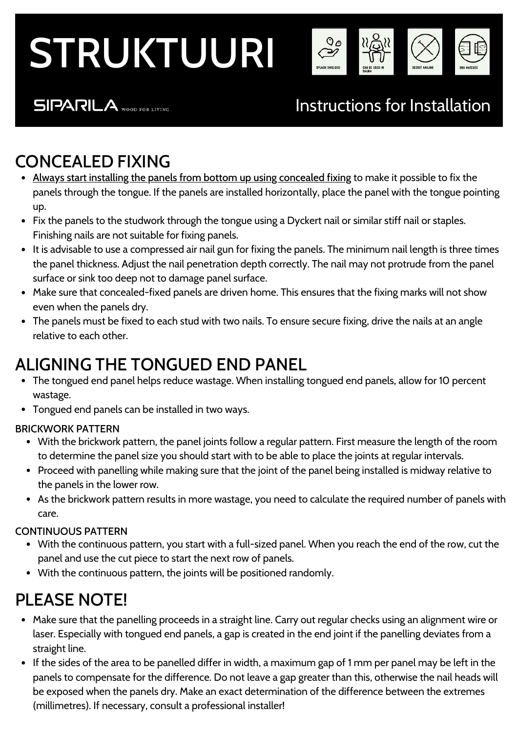# STRUKTUURI

SIPARILA WOOD FOR LIVING

Instructions for Installation

SPLASH SHIELDED · CAN BE USED IN SAUNA · SECRET NAILING · END MATCHED

## CONCEALED FIXING

- Always start installing the panels from bottom up using concealed fixing to make it possible to fix the panels through the tongue. If the panels are installed horizontally, place the panel with the tongue pointing up.
- Fix the panels to the studwork through the tongue using a Dyckert nail or similar stiff nail or staples. Finishing nails are not suitable for fixing panels.
- It is advisable to use a compressed air nail gun for fixing the panels. The minimum nail length is three times the panel thickness. Adjust the nail penetration depth correctly. The nail may not protrude from the panel surface or sink too deep not to damage panel surface.
- Make sure that concealed-fixed panels are driven home. This ensures that the fixing marks will not show even when the panels dry.
- The panels must be fixed to each stud with two nails. To ensure secure fixing, drive the nails at an angle relative to each other.

## ALIGNING THE TONGUED END PANEL

- The tongued end panel helps reduce wastage. When installing tongued end panels, allow for 10 percent wastage.
- Tongued end panels can be installed in two ways.

### BRICKWORK PATTERN

- With the brickwork pattern, the panel joints follow a regular pattern. First measure the length of the room to determine the panel size you should start with to be able to place the joints at regular intervals.
- Proceed with panelling while making sure that the joint of the panel being installed is midway relative to the panels in the lower row.
- As the brickwork pattern results in more wastage, you need to calculate the required number of panels with care.

### CONTINUOUS PATTERN

- With the continuous pattern, you start with a full-sized panel. When you reach the end of the row, cut the panel and use the cut piece to start the next row of panels.
- With the continuous pattern, the joints will be positioned randomly.

## PLEASE NOTE!

- Make sure that the panelling proceeds in a straight line. Carry out regular checks using an alignment wire or laser. Especially with tongued end panels, a gap is created in the end joint if the panelling deviates from a straight line.
- If the sides of the area to be panelled differ in width, a maximum gap of 1 mm per panel may be left in the panels to compensate for the difference. Do not leave a gap greater than this, otherwise the nail heads will be exposed when the panels dry. Make an exact determination of the difference between the extremes (millimetres). If necessary, consult a professional installer!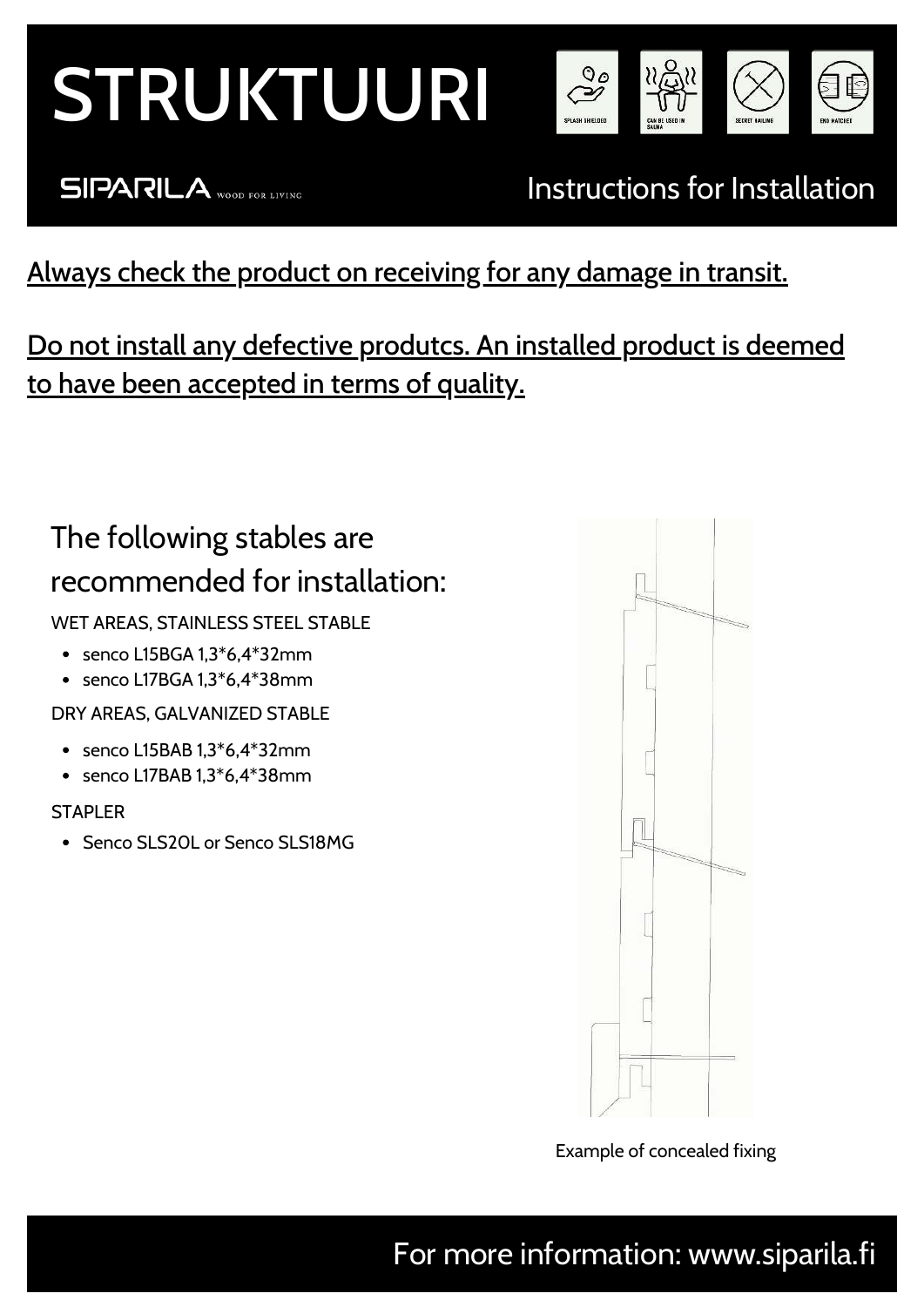# STRUKTUURI

SIPARILA WOOD FOR LIVING

Instructions for Installation

SPLASH SHIELDED | CAN BE USED IN SAUNA | SECRET NAILING | END MATCHED

Always check the product on receiving for any damage in transit.

Do not install any defective produtcs. An installed product is deemed to have been accepted in terms of quality.

## The following stables are recommended for installation:

WET AREAS, STAINLESS STEEL STABLE

- senco L15BGA 1,3*6,4*32mm
- senco L17BGA 1,3*6,4*38mm

DRY AREAS, GALVANIZED STABLE

- senco L15BAB 1,3*6,4*32mm
- senco L17BAB 1,3*6,4*38mm

STAPLER

- Senco SLS20L or Senco SLS18MG

Example of concealed fixing

For more information: www.siparila.fi